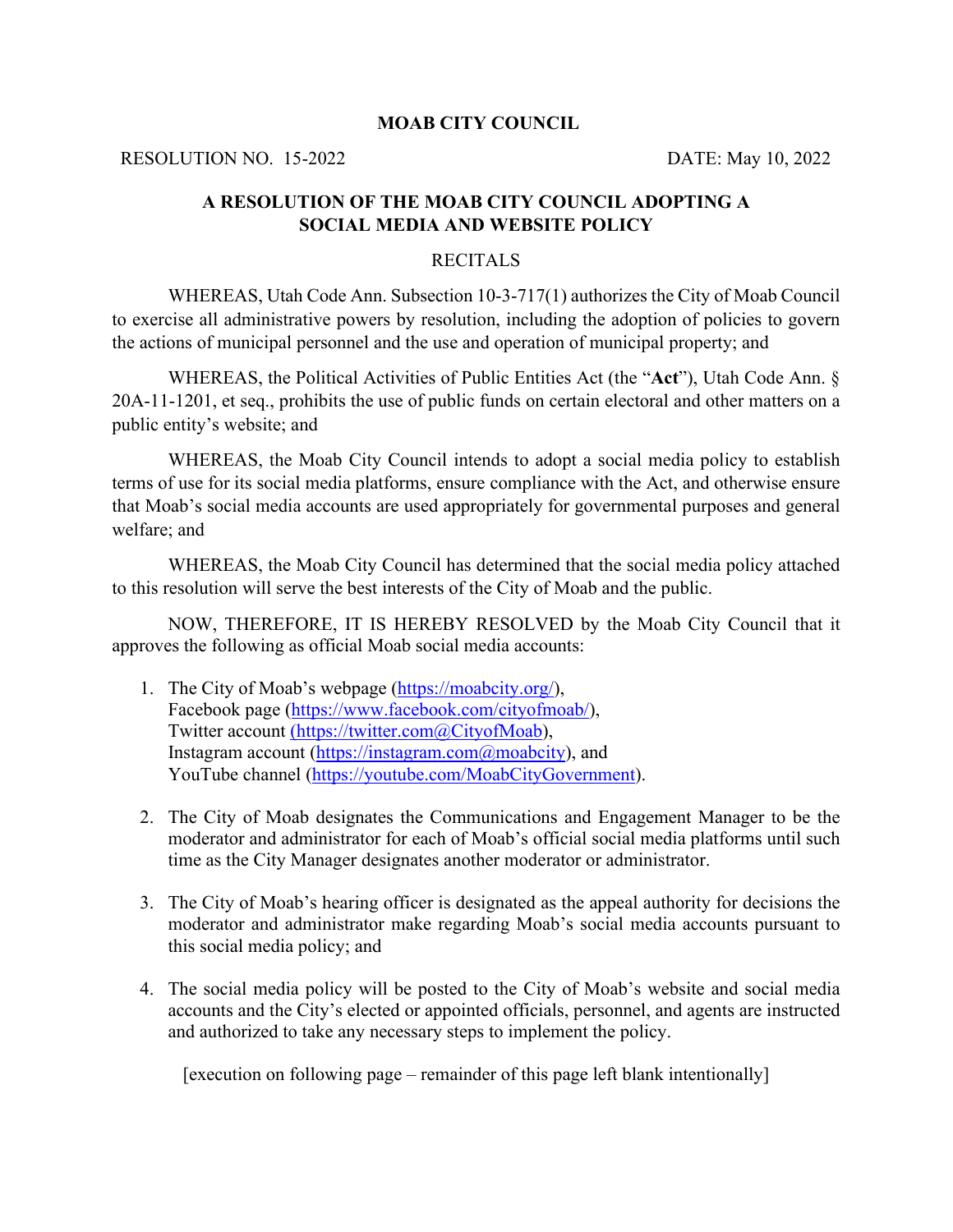**MOAB CITY COUNCIL**

RESOLUTION NO. 15-2022 DATE: May 10, 2022

**A RESOLUTION OF THE MOAB CITY COUNCIL ADOPTING A SOCIAL MEDIA AND WEBSITE POLICY**

RECITALS

WHEREAS, Utah Code Ann. Subsection 10-3-717(1) authorizes the City of Moab Council to exercise all administrative powers by resolution, including the adoption of policies to govern the actions of municipal personnel and the use and operation of municipal property; and

WHEREAS, the Political Activities of Public Entities Act (the "**Act**"), Utah Code Ann. § 20A-11-1201, et seq., prohibits the use of public funds on certain electoral and other matters on a public entity's website; and

WHEREAS, the Moab City Council intends to adopt a social media policy to establish terms of use for its social media platforms, ensure compliance with the Act, and otherwise ensure that Moab's social media accounts are used appropriately for governmental purposes and general welfare; and

WHEREAS, the Moab City Council has determined that the social media policy attached to this resolution will serve the best interests of the City of Moab and the public.

NOW, THEREFORE, IT IS HEREBY RESOLVED by the Moab City Council that it approves the following as official Moab social media accounts:

1. The City of Moab's webpage (https://moabcity.org/),
   Facebook page (https://www.facebook.com/cityofmoab/),
   Twitter account (https://twitter.com@CityofMoab),
   Instagram account (https://instagram.com@moabcity), and
   YouTube channel (https://youtube.com/MoabCityGovernment).

2. The City of Moab designates the Communications and Engagement Manager to be the moderator and administrator for each of Moab's official social media platforms until such time as the City Manager designates another moderator or administrator.

3. The City of Moab's hearing officer is designated as the appeal authority for decisions the moderator and administrator make regarding Moab's social media accounts pursuant to this social media policy; and

4. The social media policy will be posted to the City of Moab's website and social media accounts and the City's elected or appointed officials, personnel, and agents are instructed and authorized to take any necessary steps to implement the policy.

[execution on following page – remainder of this page left blank intentionally]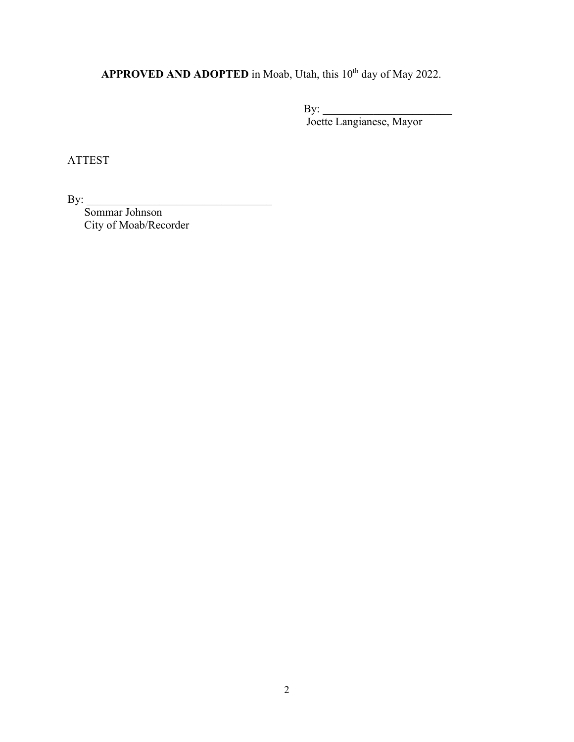**APPROVED AND ADOPTED** in Moab, Utah, this 10th day of May 2022.

By: ________________________
Joette Langianese, Mayor

ATTEST

By: ___________________________________
Sommar Johnson
City of Moab/Recorder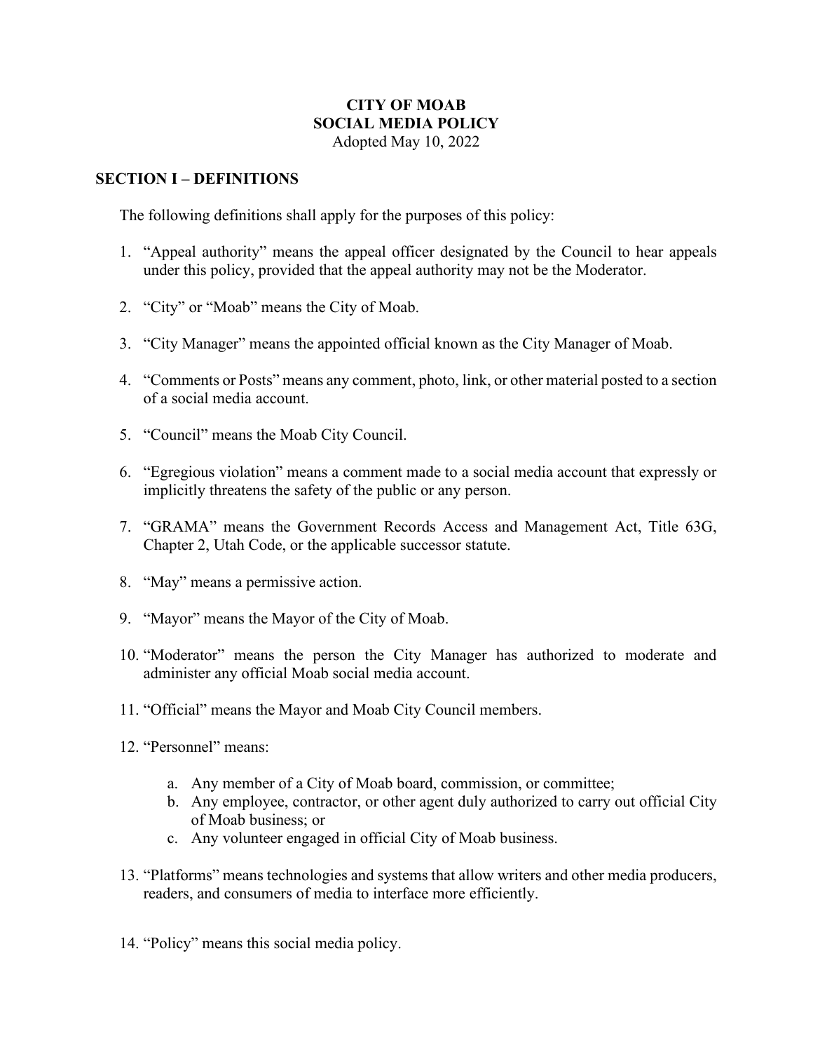**CITY OF MOAB**
**SOCIAL MEDIA POLICY**
Adopted May 10, 2022

## SECTION I – DEFINITIONS

The following definitions shall apply for the purposes of this policy:

1. "Appeal authority" means the appeal officer designated by the Council to hear appeals under this policy, provided that the appeal authority may not be the Moderator.

2. "City" or "Moab" means the City of Moab.

3. "City Manager" means the appointed official known as the City Manager of Moab.

4. "Comments or Posts" means any comment, photo, link, or other material posted to a section of a social media account.

5. "Council" means the Moab City Council.

6. "Egregious violation" means a comment made to a social media account that expressly or implicitly threatens the safety of the public or any person.

7. "GRAMA" means the Government Records Access and Management Act, Title 63G, Chapter 2, Utah Code, or the applicable successor statute.

8. "May" means a permissive action.

9. "Mayor" means the Mayor of the City of Moab.

10. "Moderator" means the person the City Manager has authorized to moderate and administer any official Moab social media account.

11. "Official" means the Mayor and Moab City Council members.

12. "Personnel" means:

    a. Any member of a City of Moab board, commission, or committee;
    b. Any employee, contractor, or other agent duly authorized to carry out official City of Moab business; or
    c. Any volunteer engaged in official City of Moab business.

13. "Platforms" means technologies and systems that allow writers and other media producers, readers, and consumers of media to interface more efficiently.

14. "Policy" means this social media policy.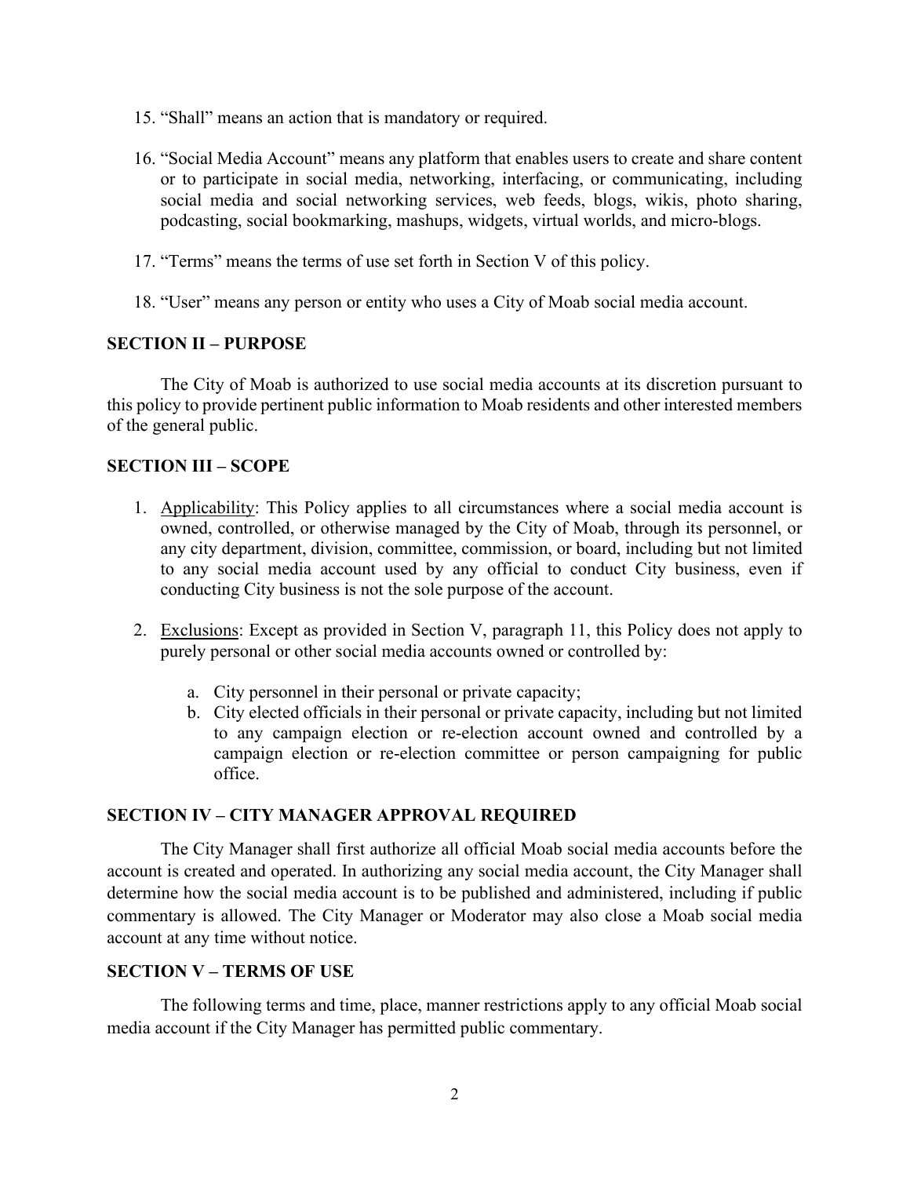15. "Shall" means an action that is mandatory or required.

16. "Social Media Account" means any platform that enables users to create and share content or to participate in social media, networking, interfacing, or communicating, including social media and social networking services, web feeds, blogs, wikis, photo sharing, podcasting, social bookmarking, mashups, widgets, virtual worlds, and micro-blogs.

17. "Terms" means the terms of use set forth in Section V of this policy.

18. "User" means any person or entity who uses a City of Moab social media account.

## SECTION II – PURPOSE

The City of Moab is authorized to use social media accounts at its discretion pursuant to this policy to provide pertinent public information to Moab residents and other interested members of the general public.

## SECTION III – SCOPE

1. Applicability: This Policy applies to all circumstances where a social media account is owned, controlled, or otherwise managed by the City of Moab, through its personnel, or any city department, division, committee, commission, or board, including but not limited to any social media account used by any official to conduct City business, even if conducting City business is not the sole purpose of the account.

2. Exclusions: Except as provided in Section V, paragraph 11, this Policy does not apply to purely personal or other social media accounts owned or controlled by:

    a. City personnel in their personal or private capacity;
    b. City elected officials in their personal or private capacity, including but not limited to any campaign election or re-election account owned and controlled by a campaign election or re-election committee or person campaigning for public office.

## SECTION IV – CITY MANAGER APPROVAL REQUIRED

The City Manager shall first authorize all official Moab social media accounts before the account is created and operated. In authorizing any social media account, the City Manager shall determine how the social media account is to be published and administered, including if public commentary is allowed. The City Manager or Moderator may also close a Moab social media account at any time without notice.

## SECTION V – TERMS OF USE

The following terms and time, place, manner restrictions apply to any official Moab social media account if the City Manager has permitted public commentary.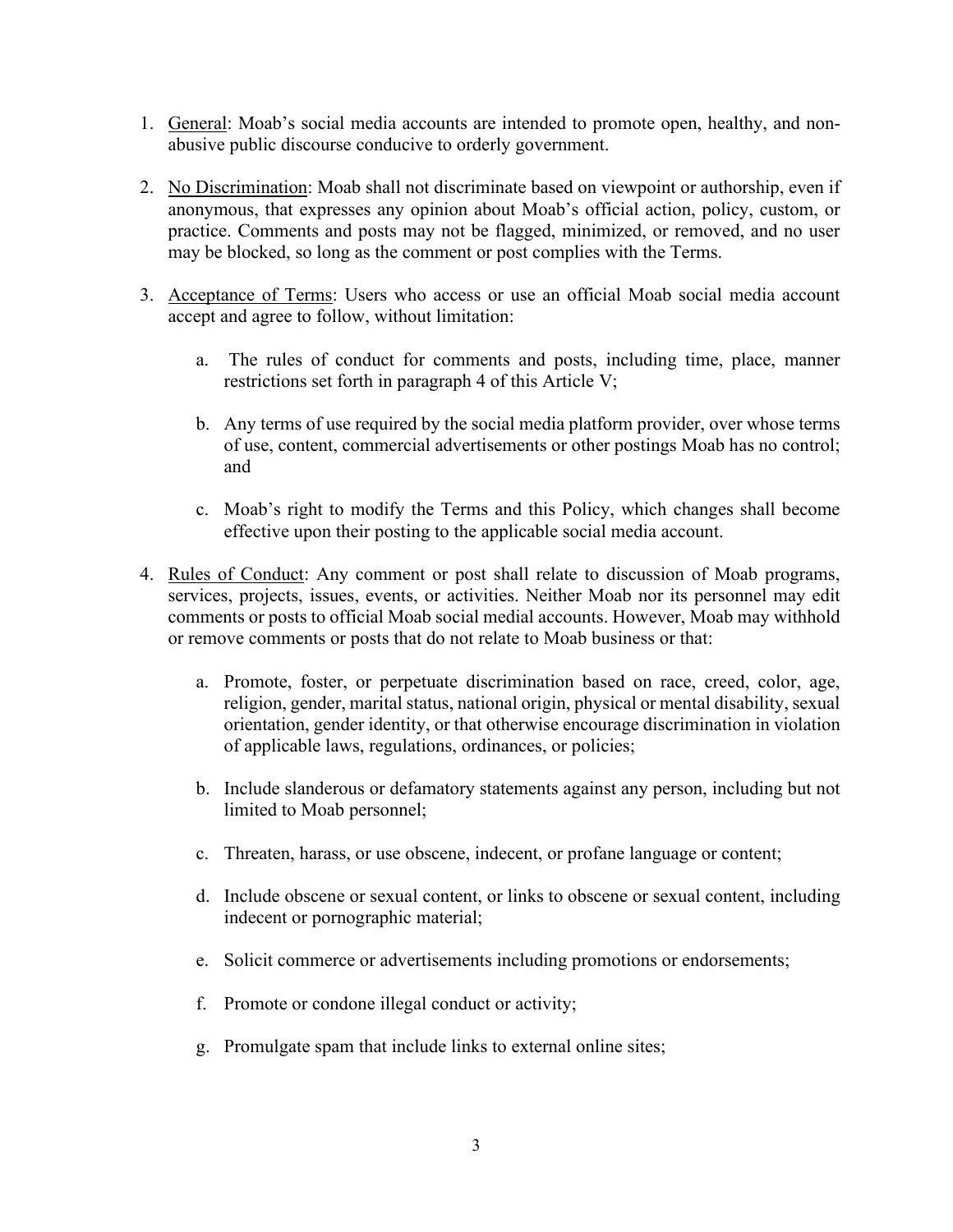1. <u>General</u>: Moab's social media accounts are intended to promote open, healthy, and non-abusive public discourse conducive to orderly government.

2. <u>No Discrimination</u>: Moab shall not discriminate based on viewpoint or authorship, even if anonymous, that expresses any opinion about Moab's official action, policy, custom, or practice. Comments and posts may not be flagged, minimized, or removed, and no user may be blocked, so long as the comment or post complies with the Terms.

3. <u>Acceptance of Terms</u>: Users who access or use an official Moab social media account accept and agree to follow, without limitation:

    a. The rules of conduct for comments and posts, including time, place, manner restrictions set forth in paragraph 4 of this Article V;

    b. Any terms of use required by the social media platform provider, over whose terms of use, content, commercial advertisements or other postings Moab has no control; and

    c. Moab's right to modify the Terms and this Policy, which changes shall become effective upon their posting to the applicable social media account.

4. <u>Rules of Conduct</u>: Any comment or post shall relate to discussion of Moab programs, services, projects, issues, events, or activities. Neither Moab nor its personnel may edit comments or posts to official Moab social medial accounts. However, Moab may withhold or remove comments or posts that do not relate to Moab business or that:

    a. Promote, foster, or perpetuate discrimination based on race, creed, color, age, religion, gender, marital status, national origin, physical or mental disability, sexual orientation, gender identity, or that otherwise encourage discrimination in violation of applicable laws, regulations, ordinances, or policies;

    b. Include slanderous or defamatory statements against any person, including but not limited to Moab personnel;

    c. Threaten, harass, or use obscene, indecent, or profane language or content;

    d. Include obscene or sexual content, or links to obscene or sexual content, including indecent or pornographic material;

    e. Solicit commerce or advertisements including promotions or endorsements;

    f. Promote or condone illegal conduct or activity;

    g. Promulgate spam that include links to external online sites;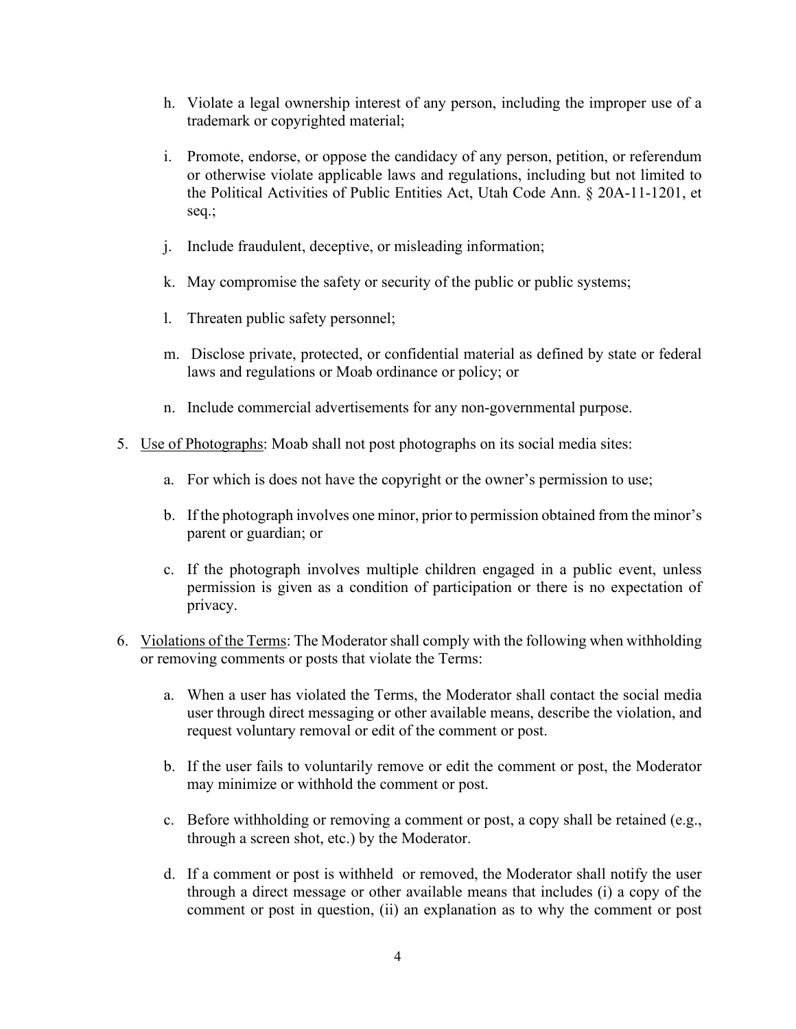h. Violate a legal ownership interest of any person, including the improper use of a trademark or copyrighted material;

i. Promote, endorse, or oppose the candidacy of any person, petition, or referendum or otherwise violate applicable laws and regulations, including but not limited to the Political Activities of Public Entities Act, Utah Code Ann. § 20A-11-1201, et seq.;

j. Include fraudulent, deceptive, or misleading information;

k. May compromise the safety or security of the public or public systems;

l. Threaten public safety personnel;

m. Disclose private, protected, or confidential material as defined by state or federal laws and regulations or Moab ordinance or policy; or

n. Include commercial advertisements for any non-governmental purpose.

5. <u>Use of Photographs</u>: Moab shall not post photographs on its social media sites:

   a. For which is does not have the copyright or the owner's permission to use;

   b. If the photograph involves one minor, prior to permission obtained from the minor's parent or guardian; or

   c. If the photograph involves multiple children engaged in a public event, unless permission is given as a condition of participation or there is no expectation of privacy.

6. <u>Violations of the Terms</u>: The Moderator shall comply with the following when withholding or removing comments or posts that violate the Terms:

   a. When a user has violated the Terms, the Moderator shall contact the social media user through direct messaging or other available means, describe the violation, and request voluntary removal or edit of the comment or post.

   b. If the user fails to voluntarily remove or edit the comment or post, the Moderator may minimize or withhold the comment or post.

   c. Before withholding or removing a comment or post, a copy shall be retained (e.g., through a screen shot, etc.) by the Moderator.

   d. If a comment or post is withheld or removed, the Moderator shall notify the user through a direct message or other available means that includes (i) a copy of the comment or post in question, (ii) an explanation as to why the comment or post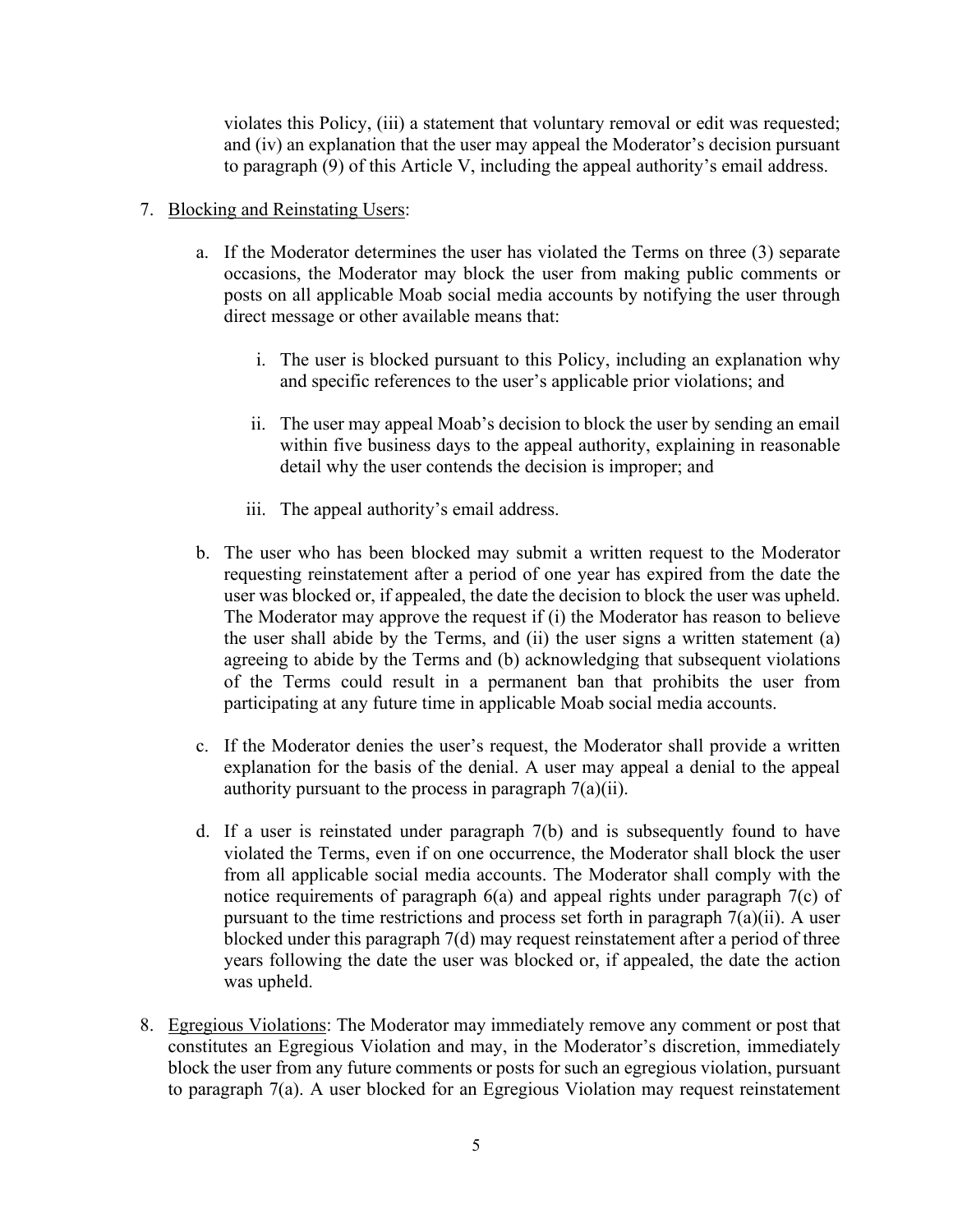violates this Policy, (iii) a statement that voluntary removal or edit was requested; and (iv) an explanation that the user may appeal the Moderator's decision pursuant to paragraph (9) of this Article V, including the appeal authority's email address.

7. <u>Blocking and Reinstating Users</u>:

   a. If the Moderator determines the user has violated the Terms on three (3) separate occasions, the Moderator may block the user from making public comments or posts on all applicable Moab social media accounts by notifying the user through direct message or other available means that:

      i. The user is blocked pursuant to this Policy, including an explanation why and specific references to the user's applicable prior violations; and

      ii. The user may appeal Moab's decision to block the user by sending an email within five business days to the appeal authority, explaining in reasonable detail why the user contends the decision is improper; and

      iii. The appeal authority's email address.

   b. The user who has been blocked may submit a written request to the Moderator requesting reinstatement after a period of one year has expired from the date the user was blocked or, if appealed, the date the decision to block the user was upheld. The Moderator may approve the request if (i) the Moderator has reason to believe the user shall abide by the Terms, and (ii) the user signs a written statement (a) agreeing to abide by the Terms and (b) acknowledging that subsequent violations of the Terms could result in a permanent ban that prohibits the user from participating at any future time in applicable Moab social media accounts.

   c. If the Moderator denies the user's request, the Moderator shall provide a written explanation for the basis of the denial. A user may appeal a denial to the appeal authority pursuant to the process in paragraph 7(a)(ii).

   d. If a user is reinstated under paragraph 7(b) and is subsequently found to have violated the Terms, even if on one occurrence, the Moderator shall block the user from all applicable social media accounts. The Moderator shall comply with the notice requirements of paragraph 6(a) and appeal rights under paragraph 7(c) of pursuant to the time restrictions and process set forth in paragraph 7(a)(ii). A user blocked under this paragraph 7(d) may request reinstatement after a period of three years following the date the user was blocked or, if appealed, the date the action was upheld.

8. <u>Egregious Violations</u>: The Moderator may immediately remove any comment or post that constitutes an Egregious Violation and may, in the Moderator's discretion, immediately block the user from any future comments or posts for such an egregious violation, pursuant to paragraph 7(a). A user blocked for an Egregious Violation may request reinstatement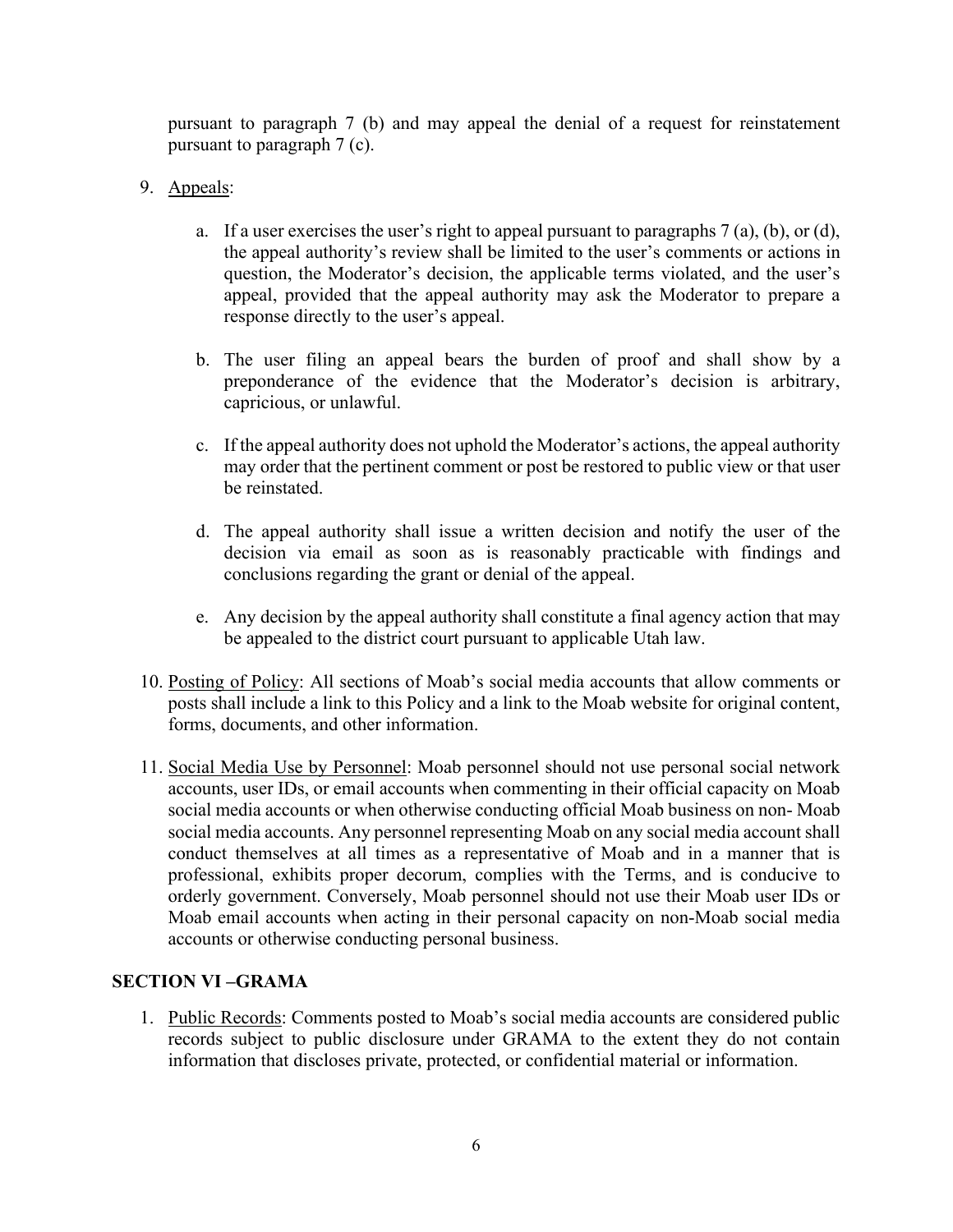pursuant to paragraph 7 (b) and may appeal the denial of a request for reinstatement pursuant to paragraph 7 (c).

9. Appeals:

   a. If a user exercises the user's right to appeal pursuant to paragraphs 7 (a), (b), or (d), the appeal authority's review shall be limited to the user's comments or actions in question, the Moderator's decision, the applicable terms violated, and the user's appeal, provided that the appeal authority may ask the Moderator to prepare a response directly to the user's appeal.

   b. The user filing an appeal bears the burden of proof and shall show by a preponderance of the evidence that the Moderator's decision is arbitrary, capricious, or unlawful.

   c. If the appeal authority does not uphold the Moderator's actions, the appeal authority may order that the pertinent comment or post be restored to public view or that user be reinstated.

   d. The appeal authority shall issue a written decision and notify the user of the decision via email as soon as is reasonably practicable with findings and conclusions regarding the grant or denial of the appeal.

   e. Any decision by the appeal authority shall constitute a final agency action that may be appealed to the district court pursuant to applicable Utah law.

10. Posting of Policy: All sections of Moab's social media accounts that allow comments or posts shall include a link to this Policy and a link to the Moab website for original content, forms, documents, and other information.

11. Social Media Use by Personnel: Moab personnel should not use personal social network accounts, user IDs, or email accounts when commenting in their official capacity on Moab social media accounts or when otherwise conducting official Moab business on non- Moab social media accounts. Any personnel representing Moab on any social media account shall conduct themselves at all times as a representative of Moab and in a manner that is professional, exhibits proper decorum, complies with the Terms, and is conducive to orderly government. Conversely, Moab personnel should not use their Moab user IDs or Moab email accounts when acting in their personal capacity on non-Moab social media accounts or otherwise conducting personal business.

## SECTION VI –GRAMA

1. Public Records: Comments posted to Moab's social media accounts are considered public records subject to public disclosure under GRAMA to the extent they do not contain information that discloses private, protected, or confidential material or information.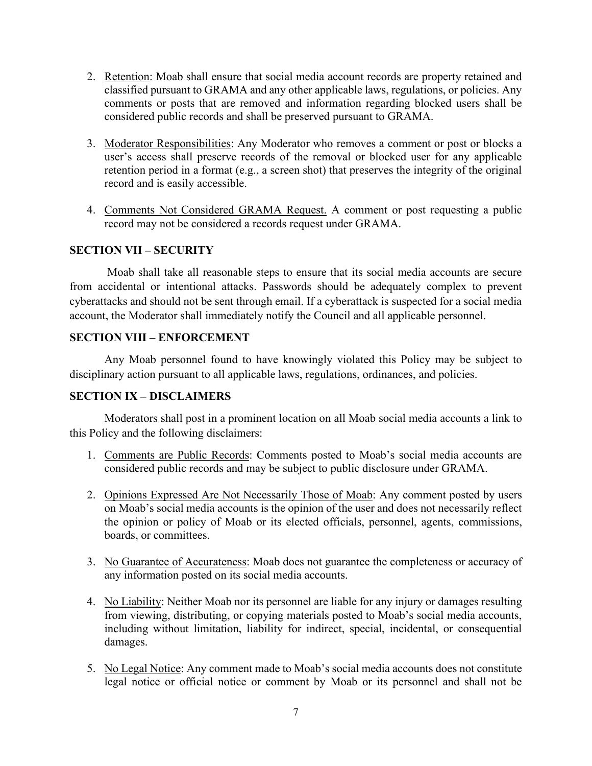2. Retention: Moab shall ensure that social media account records are property retained and classified pursuant to GRAMA and any other applicable laws, regulations, or policies. Any comments or posts that are removed and information regarding blocked users shall be considered public records and shall be preserved pursuant to GRAMA.

3. Moderator Responsibilities: Any Moderator who removes a comment or post or blocks a user's access shall preserve records of the removal or blocked user for any applicable retention period in a format (e.g., a screen shot) that preserves the integrity of the original record and is easily accessible.

4. Comments Not Considered GRAMA Request. A comment or post requesting a public record may not be considered a records request under GRAMA.

## SECTION VII – SECURITY

Moab shall take all reasonable steps to ensure that its social media accounts are secure from accidental or intentional attacks. Passwords should be adequately complex to prevent cyberattacks and should not be sent through email. If a cyberattack is suspected for a social media account, the Moderator shall immediately notify the Council and all applicable personnel.

## SECTION VIII – ENFORCEMENT

Any Moab personnel found to have knowingly violated this Policy may be subject to disciplinary action pursuant to all applicable laws, regulations, ordinances, and policies.

## SECTION IX – DISCLAIMERS

Moderators shall post in a prominent location on all Moab social media accounts a link to this Policy and the following disclaimers:

1. Comments are Public Records: Comments posted to Moab's social media accounts are considered public records and may be subject to public disclosure under GRAMA.

2. Opinions Expressed Are Not Necessarily Those of Moab: Any comment posted by users on Moab's social media accounts is the opinion of the user and does not necessarily reflect the opinion or policy of Moab or its elected officials, personnel, agents, commissions, boards, or committees.

3. No Guarantee of Accurateness: Moab does not guarantee the completeness or accuracy of any information posted on its social media accounts.

4. No Liability: Neither Moab nor its personnel are liable for any injury or damages resulting from viewing, distributing, or copying materials posted to Moab's social media accounts, including without limitation, liability for indirect, special, incidental, or consequential damages.

5. No Legal Notice: Any comment made to Moab's social media accounts does not constitute legal notice or official notice or comment by Moab or its personnel and shall not be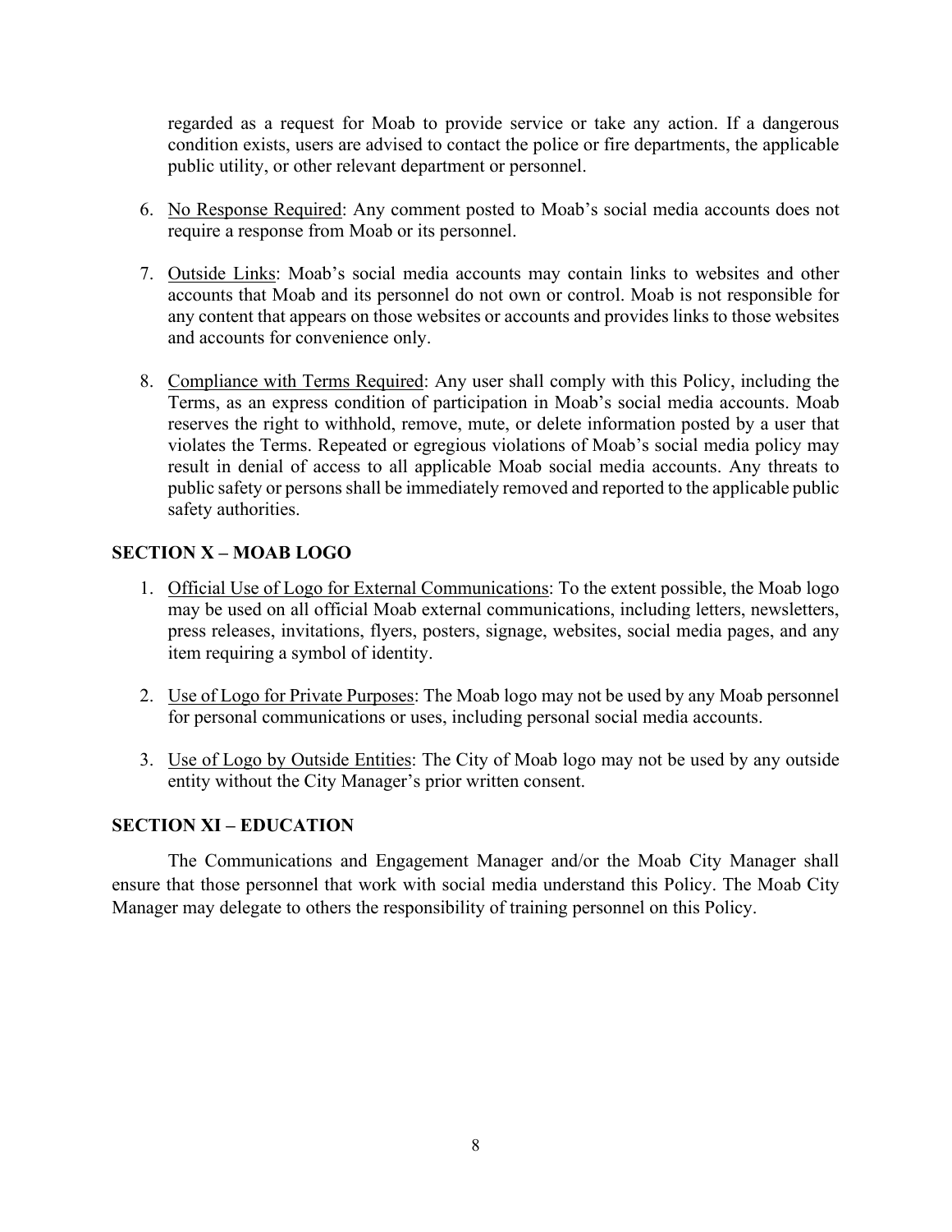regarded as a request for Moab to provide service or take any action. If a dangerous condition exists, users are advised to contact the police or fire departments, the applicable public utility, or other relevant department or personnel.

6. No Response Required: Any comment posted to Moab's social media accounts does not require a response from Moab or its personnel.

7. Outside Links: Moab's social media accounts may contain links to websites and other accounts that Moab and its personnel do not own or control. Moab is not responsible for any content that appears on those websites or accounts and provides links to those websites and accounts for convenience only.

8. Compliance with Terms Required: Any user shall comply with this Policy, including the Terms, as an express condition of participation in Moab's social media accounts. Moab reserves the right to withhold, remove, mute, or delete information posted by a user that violates the Terms. Repeated or egregious violations of Moab's social media policy may result in denial of access to all applicable Moab social media accounts. Any threats to public safety or persons shall be immediately removed and reported to the applicable public safety authorities.

## SECTION X – MOAB LOGO

1. Official Use of Logo for External Communications: To the extent possible, the Moab logo may be used on all official Moab external communications, including letters, newsletters, press releases, invitations, flyers, posters, signage, websites, social media pages, and any item requiring a symbol of identity.

2. Use of Logo for Private Purposes: The Moab logo may not be used by any Moab personnel for personal communications or uses, including personal social media accounts.

3. Use of Logo by Outside Entities: The City of Moab logo may not be used by any outside entity without the City Manager's prior written consent.

## SECTION XI – EDUCATION

The Communications and Engagement Manager and/or the Moab City Manager shall ensure that those personnel that work with social media understand this Policy. The Moab City Manager may delegate to others the responsibility of training personnel on this Policy.